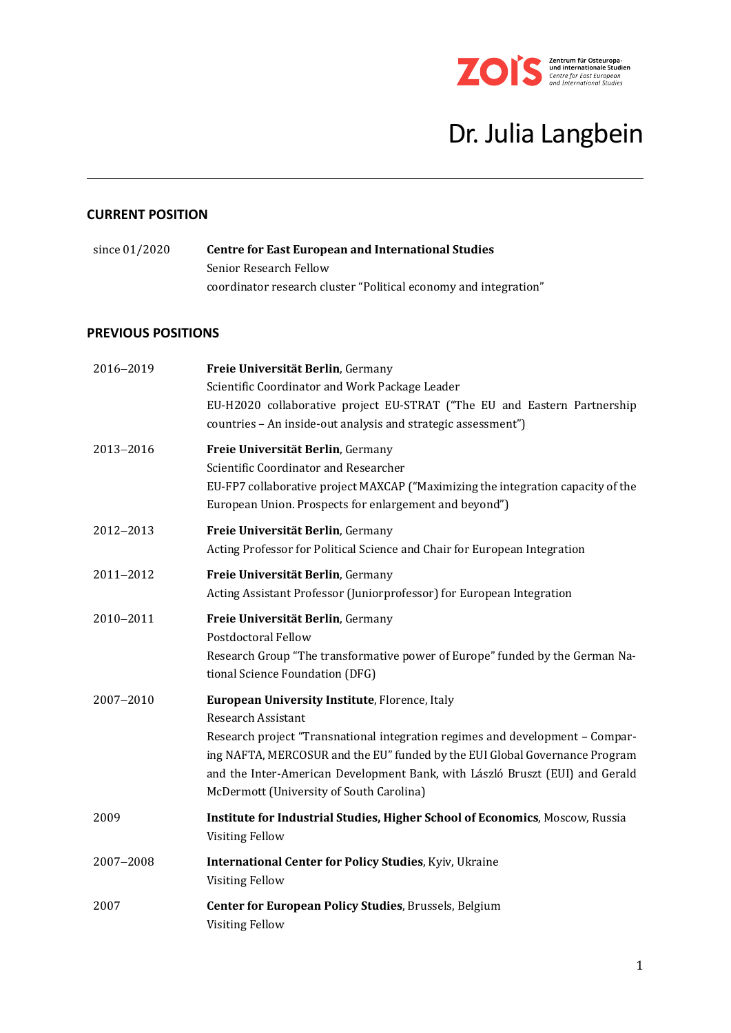Zentrum für Osteuropa- und internationale Studien
Centre for East European and International Studies

# Dr. Julia Langbein

---

## CURRENT POSITION

since 01/2020 — **Centre for East European and International Studies**
Senior Research Fellow
coordinator research cluster "Political economy and integration"

## PREVIOUS POSITIONS

2016–2019 — **Freie Universität Berlin**, Germany
Scientific Coordinator and Work Package Leader
EU-H2020 collaborative project EU-STRAT ("The EU and Eastern Partnership countries – An inside-out analysis and strategic assessment")

2013–2016 — **Freie Universität Berlin**, Germany
Scientific Coordinator and Researcher
EU-FP7 collaborative project MAXCAP ("Maximizing the integration capacity of the European Union. Prospects for enlargement and beyond")

2012–2013 — **Freie Universität Berlin**, Germany
Acting Professor for Political Science and Chair for European Integration

2011–2012 — **Freie Universität Berlin**, Germany
Acting Assistant Professor (Juniorprofessor) for European Integration

2010–2011 — **Freie Universität Berlin**, Germany
Postdoctoral Fellow
Research Group "The transformative power of Europe" funded by the German National Science Foundation (DFG)

2007–2010 — **European University Institute**, Florence, Italy
Research Assistant
Research project "Transnational integration regimes and development – Comparing NAFTA, MERCOSUR and the EU" funded by the EUI Global Governance Program and the Inter-American Development Bank, with László Bruszt (EUI) and Gerald McDermott (University of South Carolina)

2009 — **Institute for Industrial Studies, Higher School of Economics**, Moscow, Russia
Visiting Fellow

2007–2008 — **International Center for Policy Studies**, Kyiv, Ukraine
Visiting Fellow

2007 — **Center for European Policy Studies**, Brussels, Belgium
Visiting Fellow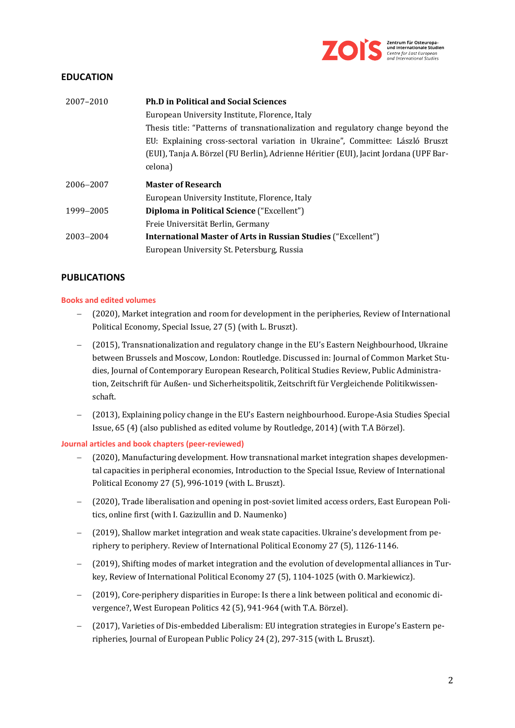## EDUCATION

| | |
|---|---|
| 2007–2010 | **Ph.D in Political and Social Sciences**<br>European University Institute, Florence, Italy<br>Thesis title: "Patterns of transnationalization and regulatory change beyond the EU: Explaining cross-sectoral variation in Ukraine", Committee: László Bruszt (EUI), Tanja A. Börzel (FU Berlin), Adrienne Héritier (EUI), Jacint Jordana (UPF Barcelona) |
| 2006–2007 | **Master of Research**<br>European University Institute, Florence, Italy |
| 1999–2005 | **Diploma in Political Science** ("Excellent")<br>Freie Universität Berlin, Germany |
| 2003–2004 | **International Master of Arts in Russian Studies** ("Excellent")<br>European University St. Petersburg, Russia |

## PUBLICATIONS

### Books and edited volumes

- (2020), Market integration and room for development in the peripheries, Review of International Political Economy, Special Issue, 27 (5) (with L. Bruszt).
- (2015), Transnationalization and regulatory change in the EU's Eastern Neighbourhood, Ukraine between Brussels and Moscow, London: Routledge. Discussed in: Journal of Common Market Studies, Journal of Contemporary European Research, Political Studies Review, Public Administration, Zeitschrift für Außen- und Sicherheitspolitik, Zeitschrift für Vergleichende Politikwissenschaft.
- (2013), Explaining policy change in the EU's Eastern neighbourhood. Europe-Asia Studies Special Issue, 65 (4) (also published as edited volume by Routledge, 2014) (with T.A Börzel).

### Journal articles and book chapters (peer-reviewed)

- (2020), Manufacturing development. How transnational market integration shapes developmental capacities in peripheral economies, Introduction to the Special Issue, Review of International Political Economy 27 (5), 996-1019 (with L. Bruszt).
- (2020), Trade liberalisation and opening in post-soviet limited access orders, East European Politics, online first (with I. Gazizullin and D. Naumenko)
- (2019), Shallow market integration and weak state capacities. Ukraine's development from periphery to periphery. Review of International Political Economy 27 (5), 1126-1146.
- (2019), Shifting modes of market integration and the evolution of developmental alliances in Turkey, Review of International Political Economy 27 (5), 1104-1025 (with O. Markiewicz).
- (2019), Core-periphery disparities in Europe: Is there a link between political and economic divergence?, West European Politics 42 (5), 941-964 (with T.A. Börzel).
- (2017), Varieties of Dis-embedded Liberalism: EU integration strategies in Europe's Eastern peripheries, Journal of European Public Policy 24 (2), 297-315 (with L. Bruszt).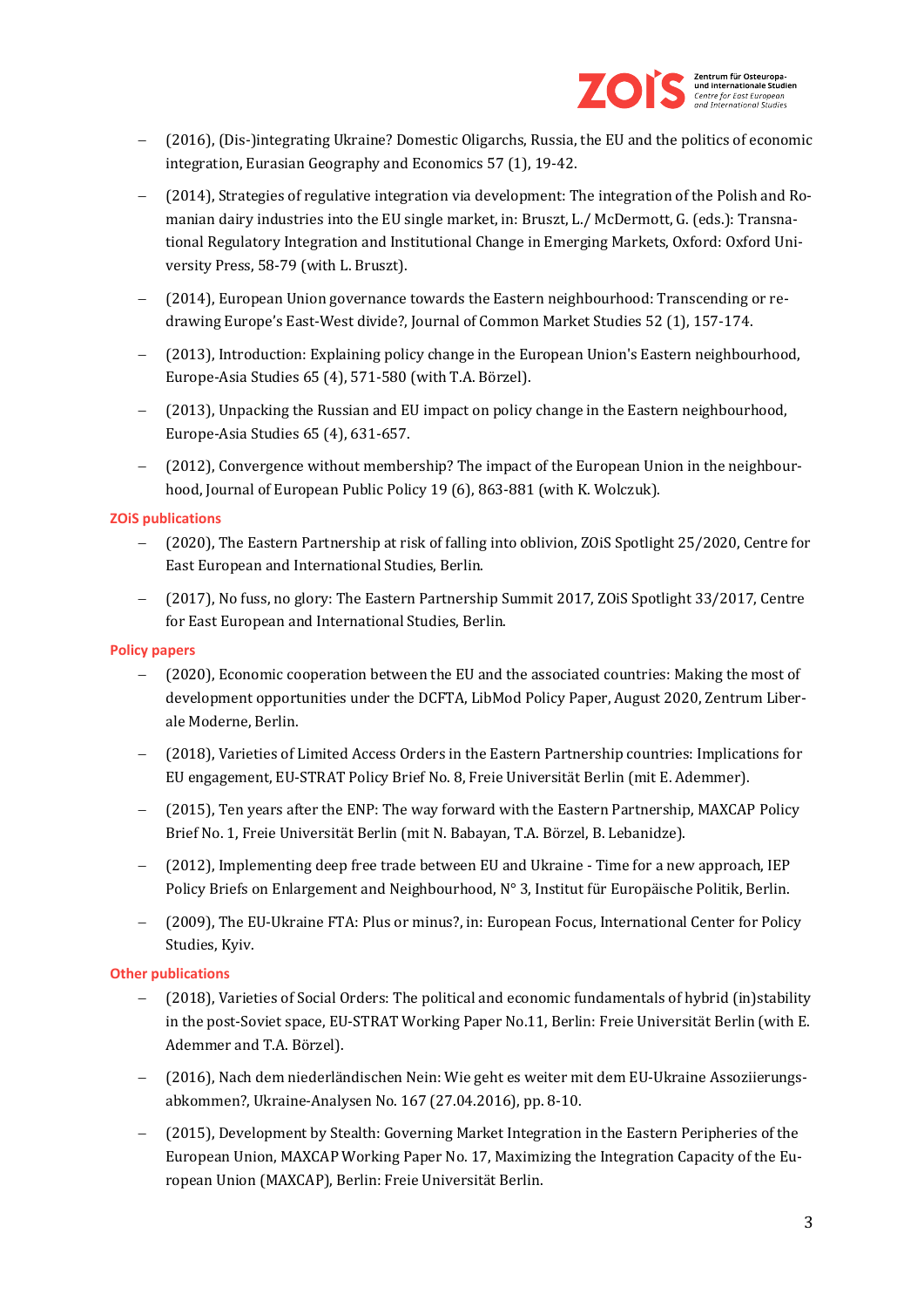- (2016), (Dis-)integrating Ukraine? Domestic Oligarchs, Russia, the EU and the politics of economic integration, Eurasian Geography and Economics 57 (1), 19-42.
- (2014), Strategies of regulative integration via development: The integration of the Polish and Romanian dairy industries into the EU single market, in: Bruszt, L./ McDermott, G. (eds.): Transnational Regulatory Integration and Institutional Change in Emerging Markets, Oxford: Oxford University Press, 58-79 (with L. Bruszt).
- (2014), European Union governance towards the Eastern neighbourhood: Transcending or redrawing Europe's East-West divide?, Journal of Common Market Studies 52 (1), 157-174.
- (2013), Introduction: Explaining policy change in the European Union's Eastern neighbourhood, Europe-Asia Studies 65 (4), 571-580 (with T.A. Börzel).
- (2013), Unpacking the Russian and EU impact on policy change in the Eastern neighbourhood, Europe-Asia Studies 65 (4), 631-657.
- (2012), Convergence without membership? The impact of the European Union in the neighbourhood, Journal of European Public Policy 19 (6), 863-881 (with K. Wolczuk).

**ZOiS publications**

- (2020), The Eastern Partnership at risk of falling into oblivion, ZOiS Spotlight 25/2020, Centre for East European and International Studies, Berlin.
- (2017), No fuss, no glory: The Eastern Partnership Summit 2017, ZOiS Spotlight 33/2017, Centre for East European and International Studies, Berlin.

**Policy papers**

- (2020), Economic cooperation between the EU and the associated countries: Making the most of development opportunities under the DCFTA, LibMod Policy Paper, August 2020, Zentrum Liberale Moderne, Berlin.
- (2018), Varieties of Limited Access Orders in the Eastern Partnership countries: Implications for EU engagement, EU-STRAT Policy Brief No. 8, Freie Universität Berlin (mit E. Ademmer).
- (2015), Ten years after the ENP: The way forward with the Eastern Partnership, MAXCAP Policy Brief No. 1, Freie Universität Berlin (mit N. Babayan, T.A. Börzel, B. Lebanidze).
- (2012), Implementing deep free trade between EU and Ukraine - Time for a new approach, IEP Policy Briefs on Enlargement and Neighbourhood, N° 3, Institut für Europäische Politik, Berlin.
- (2009), The EU-Ukraine FTA: Plus or minus?, in: European Focus, International Center for Policy Studies, Kyiv.

**Other publications**

- (2018), Varieties of Social Orders: The political and economic fundamentals of hybrid (in)stability in the post-Soviet space, EU-STRAT Working Paper No.11, Berlin: Freie Universität Berlin (with E. Ademmer and T.A. Börzel).
- (2016), Nach dem niederländischen Nein: Wie geht es weiter mit dem EU-Ukraine Assoziierungsabkommen?, Ukraine-Analysen No. 167 (27.04.2016), pp. 8-10.
- (2015), Development by Stealth: Governing Market Integration in the Eastern Peripheries of the European Union, MAXCAP Working Paper No. 17, Maximizing the Integration Capacity of the European Union (MAXCAP), Berlin: Freie Universität Berlin.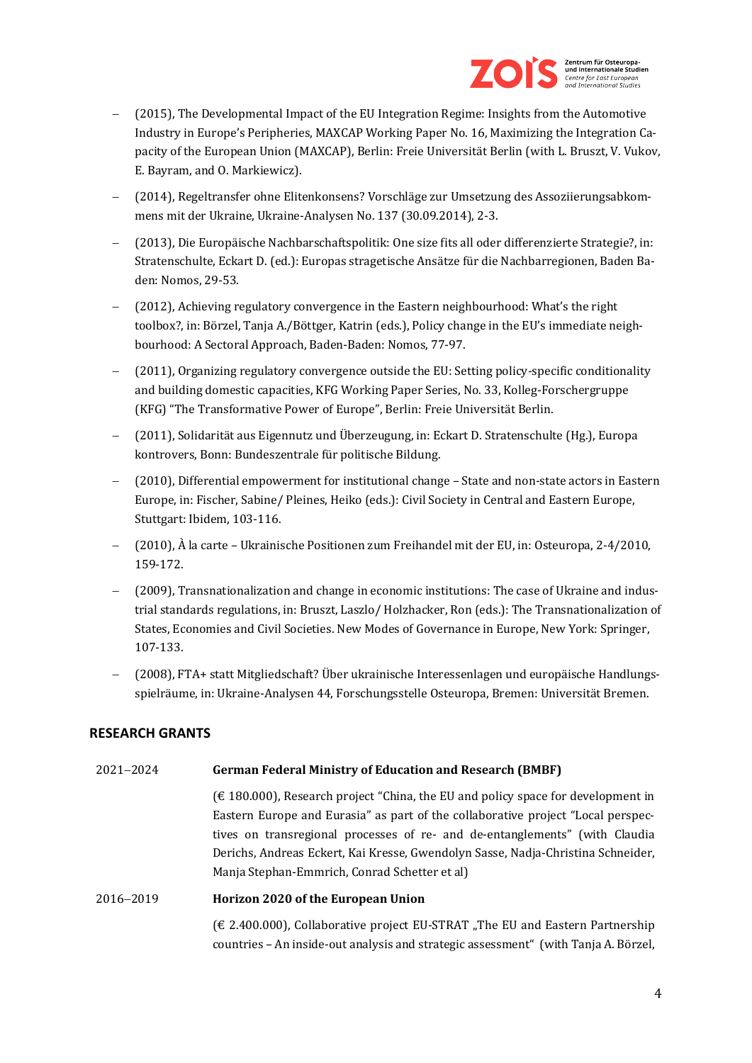- (2015), The Developmental Impact of the EU Integration Regime: Insights from the Automotive Industry in Europe's Peripheries, MAXCAP Working Paper No. 16, Maximizing the Integration Capacity of the European Union (MAXCAP), Berlin: Freie Universität Berlin (with L. Bruszt, V. Vukov, E. Bayram, and O. Markiewicz).
- (2014), Regeltransfer ohne Elitenkonsens? Vorschläge zur Umsetzung des Assoziierungsabkommens mit der Ukraine, Ukraine-Analysen No. 137 (30.09.2014), 2-3.
- (2013), Die Europäische Nachbarschaftspolitik: One size fits all oder differenzierte Strategie?, in: Stratenschulte, Eckart D. (ed.): Europas stragetische Ansätze für die Nachbarregionen, Baden Baden: Nomos, 29-53.
- (2012), Achieving regulatory convergence in the Eastern neighbourhood: What's the right toolbox?, in: Börzel, Tanja A./Böttger, Katrin (eds.), Policy change in the EU's immediate neighbourhood: A Sectoral Approach, Baden-Baden: Nomos, 77-97.
- (2011), Organizing regulatory convergence outside the EU: Setting policy-specific conditionality and building domestic capacities, KFG Working Paper Series, No. 33, Kolleg-Forschergruppe (KFG) "The Transformative Power of Europe", Berlin: Freie Universität Berlin.
- (2011), Solidarität aus Eigennutz und Überzeugung, in: Eckart D. Stratenschulte (Hg.), Europa kontrovers, Bonn: Bundeszentrale für politische Bildung.
- (2010), Differential empowerment for institutional change – State and non-state actors in Eastern Europe, in: Fischer, Sabine/ Pleines, Heiko (eds.): Civil Society in Central and Eastern Europe, Stuttgart: Ibidem, 103-116.
- (2010), À la carte – Ukrainische Positionen zum Freihandel mit der EU, in: Osteuropa, 2-4/2010, 159-172.
- (2009), Transnationalization and change in economic institutions: The case of Ukraine and industrial standards regulations, in: Bruszt, Laszlo/ Holzhacker, Ron (eds.): The Transnationalization of States, Economies and Civil Societies. New Modes of Governance in Europe, New York: Springer, 107-133.
- (2008), FTA+ statt Mitgliedschaft? Über ukrainische Interessenlagen und europäische Handlungsspielräume, in: Ukraine-Analysen 44, Forschungsstelle Osteuropa, Bremen: Universität Bremen.

## RESEARCH GRANTS

2021–2024 **German Federal Ministry of Education and Research (BMBF)**

(€ 180.000), Research project "China, the EU and policy space for development in Eastern Europe and Eurasia" as part of the collaborative project "Local perspectives on transregional processes of re- and de-entanglements" (with Claudia Derichs, Andreas Eckert, Kai Kresse, Gwendolyn Sasse, Nadja-Christina Schneider, Manja Stephan-Emmrich, Conrad Schetter et al)

2016–2019 **Horizon 2020 of the European Union**

(€ 2.400.000), Collaborative project EU-STRAT „The EU and Eastern Partnership countries – An inside-out analysis and strategic assessment" (with Tanja A. Börzel,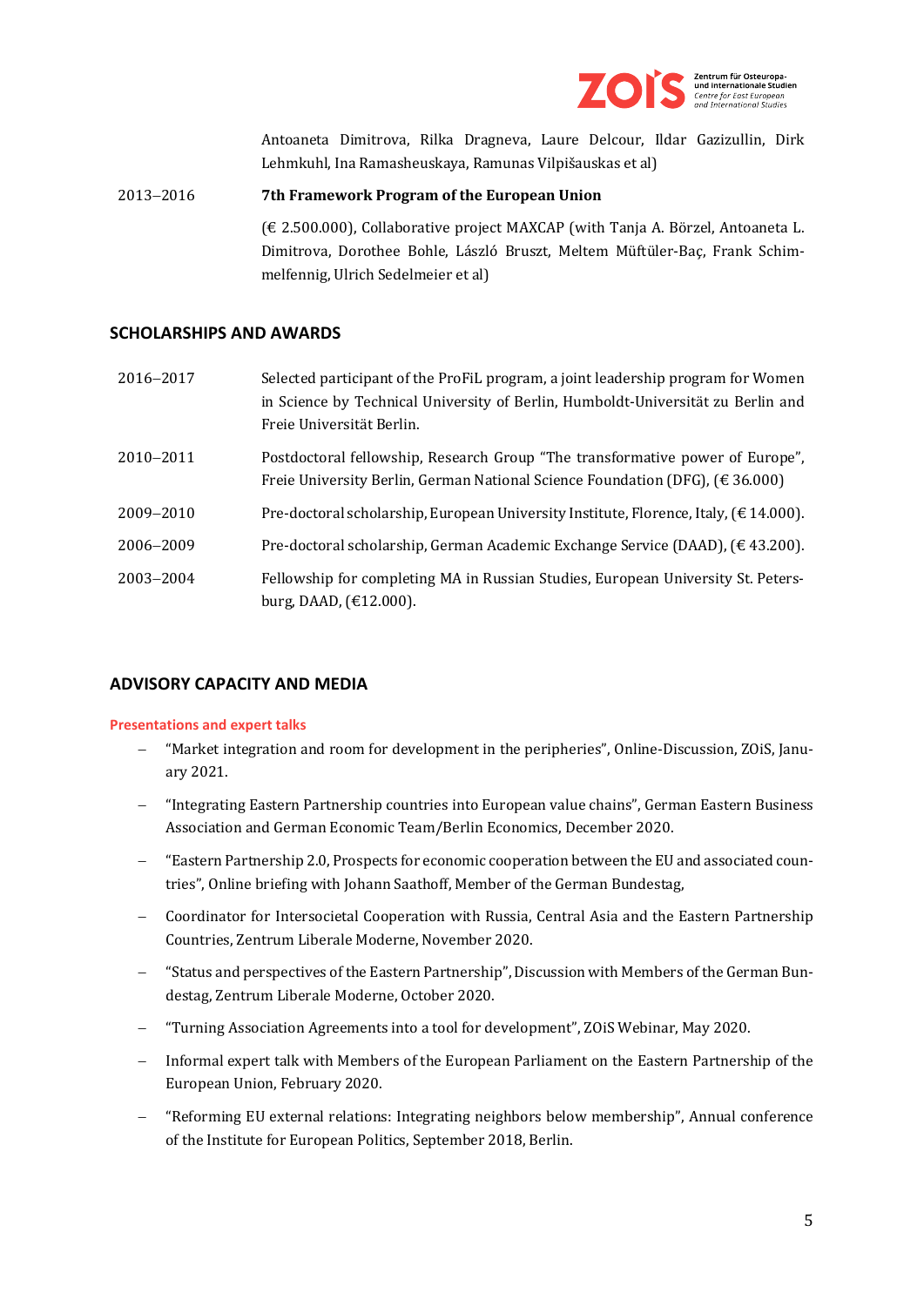Antoaneta Dimitrova, Rilka Dragneva, Laure Delcour, Ildar Gazizullin, Dirk Lehmkuhl, Ina Ramasheuskaya, Ramunas Vilpišauskas et al)

2013–2016 **7th Framework Program of the European Union**

(€ 2.500.000), Collaborative project MAXCAP (with Tanja A. Börzel, Antoaneta L. Dimitrova, Dorothee Bohle, László Bruszt, Meltem Müftüler-Baç, Frank Schimmelfennig, Ulrich Sedelmeier et al)

## SCHOLARSHIPS AND AWARDS

2016–2017 Selected participant of the ProFiL program, a joint leadership program for Women in Science by Technical University of Berlin, Humboldt-Universität zu Berlin and Freie Universität Berlin.

2010–2011 Postdoctoral fellowship, Research Group "The transformative power of Europe", Freie University Berlin, German National Science Foundation (DFG), (€ 36.000)

2009–2010 Pre-doctoral scholarship, European University Institute, Florence, Italy, (€ 14.000).

2006–2009 Pre-doctoral scholarship, German Academic Exchange Service (DAAD), (€ 43.200).

2003–2004 Fellowship for completing MA in Russian Studies, European University St. Petersburg, DAAD, (€12.000).

## ADVISORY CAPACITY AND MEDIA

### Presentations and expert talks

- "Market integration and room for development in the peripheries", Online-Discussion, ZOiS, January 2021.
- "Integrating Eastern Partnership countries into European value chains", German Eastern Business Association and German Economic Team/Berlin Economics, December 2020.
- "Eastern Partnership 2.0, Prospects for economic cooperation between the EU and associated countries", Online briefing with Johann Saathoff, Member of the German Bundestag,
- Coordinator for Intersocietal Cooperation with Russia, Central Asia and the Eastern Partnership Countries, Zentrum Liberale Moderne, November 2020.
- "Status and perspectives of the Eastern Partnership", Discussion with Members of the German Bundestag, Zentrum Liberale Moderne, October 2020.
- "Turning Association Agreements into a tool for development", ZOiS Webinar, May 2020.
- Informal expert talk with Members of the European Parliament on the Eastern Partnership of the European Union, February 2020.
- "Reforming EU external relations: Integrating neighbors below membership", Annual conference of the Institute for European Politics, September 2018, Berlin.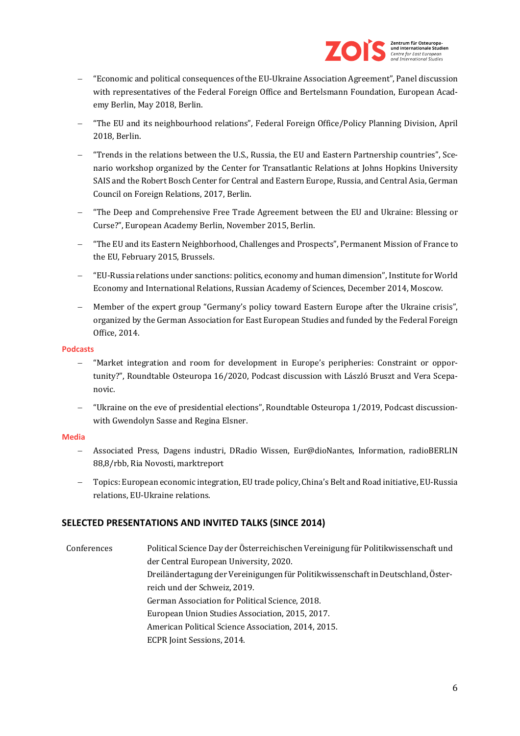- "Economic and political consequences of the EU-Ukraine Association Agreement", Panel discussion with representatives of the Federal Foreign Office and Bertelsmann Foundation, European Academy Berlin, May 2018, Berlin.
- "The EU and its neighbourhood relations", Federal Foreign Office/Policy Planning Division, April 2018, Berlin.
- "Trends in the relations between the U.S., Russia, the EU and Eastern Partnership countries", Scenario workshop organized by the Center for Transatlantic Relations at Johns Hopkins University SAIS and the Robert Bosch Center for Central and Eastern Europe, Russia, and Central Asia, German Council on Foreign Relations, 2017, Berlin.
- "The Deep and Comprehensive Free Trade Agreement between the EU and Ukraine: Blessing or Curse?", European Academy Berlin, November 2015, Berlin.
- "The EU and its Eastern Neighborhood, Challenges and Prospects", Permanent Mission of France to the EU, February 2015, Brussels.
- "EU-Russia relations under sanctions: politics, economy and human dimension", Institute for World Economy and International Relations, Russian Academy of Sciences, December 2014, Moscow.
- Member of the expert group "Germany's policy toward Eastern Europe after the Ukraine crisis", organized by the German Association for East European Studies and funded by the Federal Foreign Office, 2014.

**Podcasts**

- "Market integration and room for development in Europe's peripheries: Constraint or opportunity?", Roundtable Osteuropa 16/2020, Podcast discussion with László Bruszt and Vera Scepanovic.
- "Ukraine on the eve of presidential elections", Roundtable Osteuropa 1/2019, Podcast discussion with Gwendolyn Sasse and Regina Elsner.

**Media**

- Associated Press, Dagens industri, DRadio Wissen, Eur@dioNantes, Information, radioBERLIN 88,8/rbb, Ria Novosti, marktreport
- Topics: European economic integration, EU trade policy, China's Belt and Road initiative, EU-Russia relations, EU-Ukraine relations.

## SELECTED PRESENTATIONS AND INVITED TALKS (SINCE 2014)

Conferences

Political Science Day der Österreichischen Vereinigung für Politikwissenschaft und der Central European University, 2020.
Dreiländertagung der Vereinigungen für Politikwissenschaft in Deutschland, Österreich und der Schweiz, 2019.
German Association for Political Science, 2018.
European Union Studies Association, 2015, 2017.
American Political Science Association, 2014, 2015.
ECPR Joint Sessions, 2014.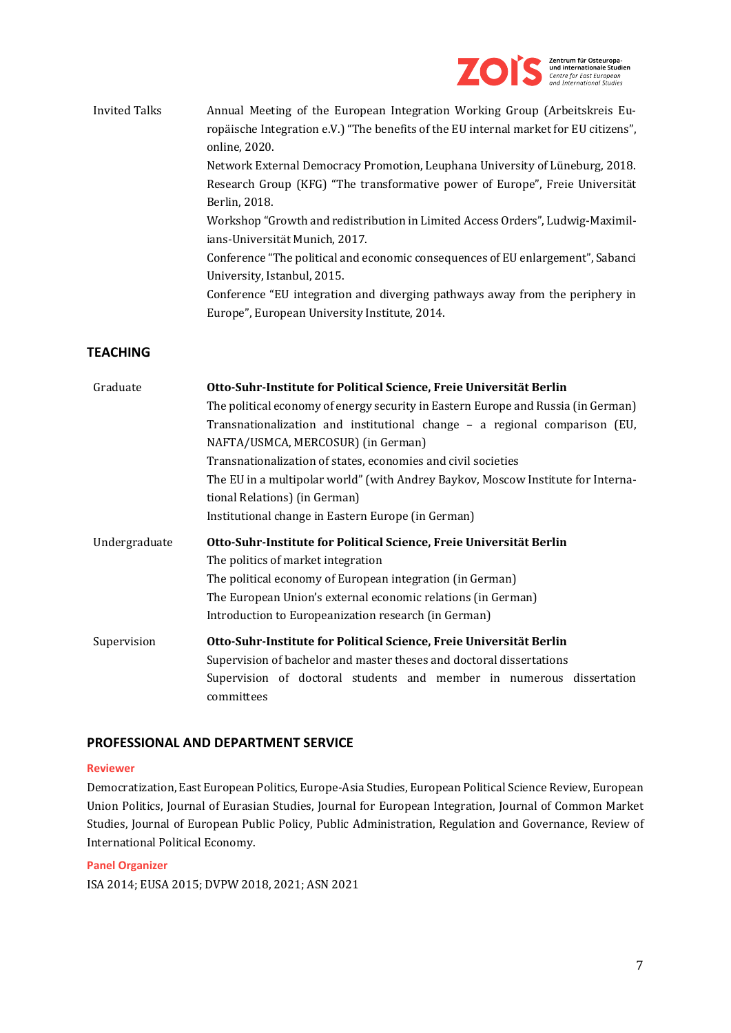| | |
|---|---|
| Invited Talks | Annual Meeting of the European Integration Working Group (Arbeitskreis Europäische Integration e.V.) "The benefits of the EU internal market for EU citizens", online, 2020. |
| | Network External Democracy Promotion, Leuphana University of Lüneburg, 2018. |
| | Research Group (KFG) "The transformative power of Europe", Freie Universität Berlin, 2018. |
| | Workshop "Growth and redistribution in Limited Access Orders", Ludwig-Maximilians-Universität Munich, 2017. |
| | Conference "The political and economic consequences of EU enlargement", Sabanci University, Istanbul, 2015. |
| | Conference "EU integration and diverging pathways away from the periphery in Europe", European University Institute, 2014. |

## TEACHING

| | |
|---|---|
| Graduate | **Otto-Suhr-Institute for Political Science, Freie Universität Berlin** |
| | The political economy of energy security in Eastern Europe and Russia (in German) |
| | Transnationalization and institutional change – a regional comparison (EU, NAFTA/USMCA, MERCOSUR) (in German) |
| | Transnationalization of states, economies and civil societies |
| | The EU in a multipolar world" (with Andrey Baykov, Moscow Institute for International Relations) (in German) |
| | Institutional change in Eastern Europe (in German) |
| Undergraduate | **Otto-Suhr-Institute for Political Science, Freie Universität Berlin** |
| | The politics of market integration |
| | The political economy of European integration (in German) |
| | The European Union's external economic relations (in German) |
| | Introduction to Europeanization research (in German) |
| Supervision | **Otto-Suhr-Institute for Political Science, Freie Universität Berlin** |
| | Supervision of bachelor and master theses and doctoral dissertations |
| | Supervision of doctoral students and member in numerous dissertation committees |

## PROFESSIONAL AND DEPARTMENT SERVICE

### Reviewer

Democratization, East European Politics, Europe-Asia Studies, European Political Science Review, European Union Politics, Journal of Eurasian Studies, Journal for European Integration, Journal of Common Market Studies, Journal of European Public Policy, Public Administration, Regulation and Governance, Review of International Political Economy.

### Panel Organizer

ISA 2014; EUSA 2015; DVPW 2018, 2021; ASN 2021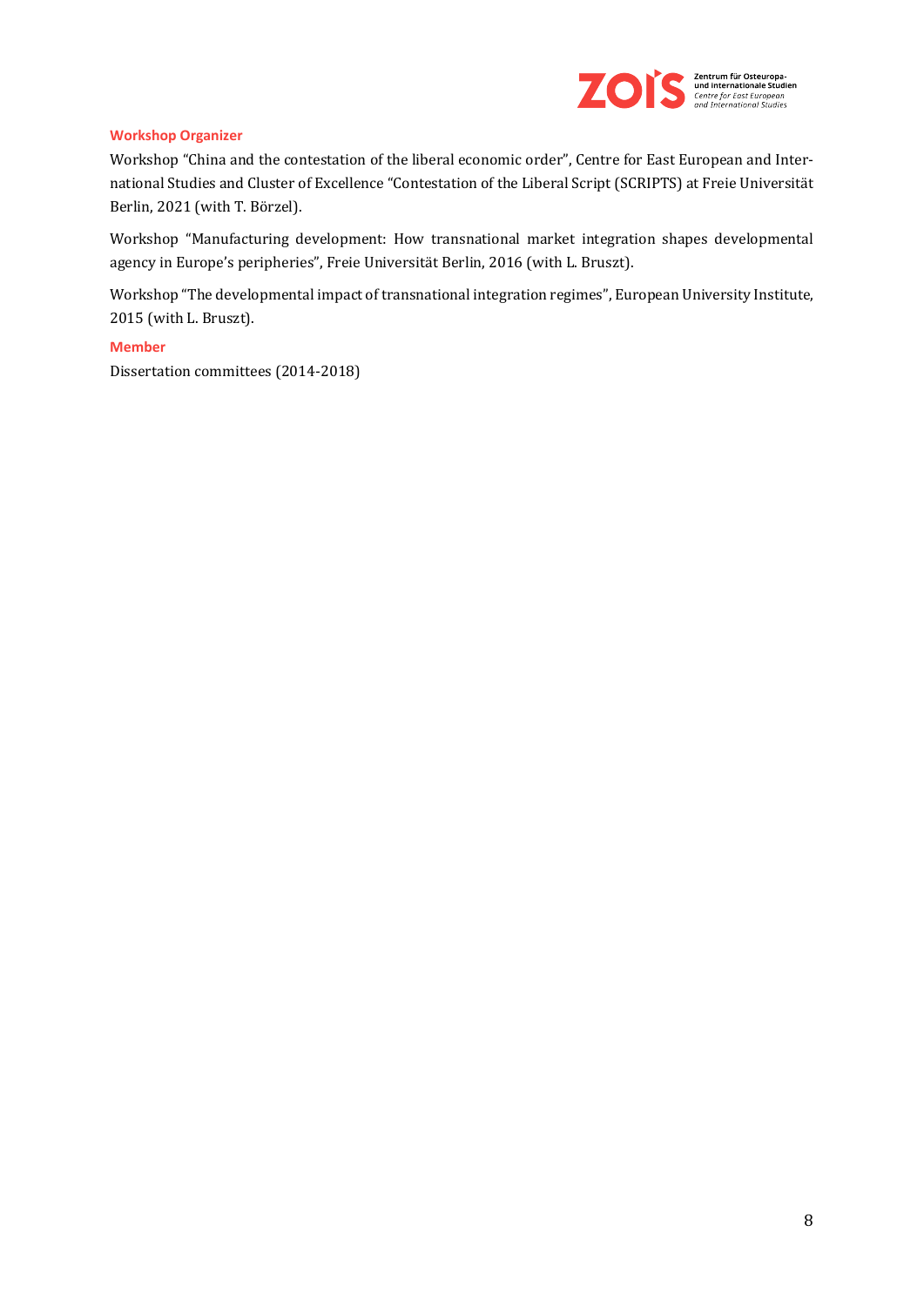### Workshop Organizer

Workshop "China and the contestation of the liberal economic order", Centre for East European and International Studies and Cluster of Excellence "Contestation of the Liberal Script (SCRIPTS) at Freie Universität Berlin, 2021 (with T. Börzel).

Workshop "Manufacturing development: How transnational market integration shapes developmental agency in Europe's peripheries", Freie Universität Berlin, 2016 (with L. Bruszt).

Workshop "The developmental impact of transnational integration regimes", European University Institute, 2015 (with L. Bruszt).

### Member

Dissertation committees (2014-2018)